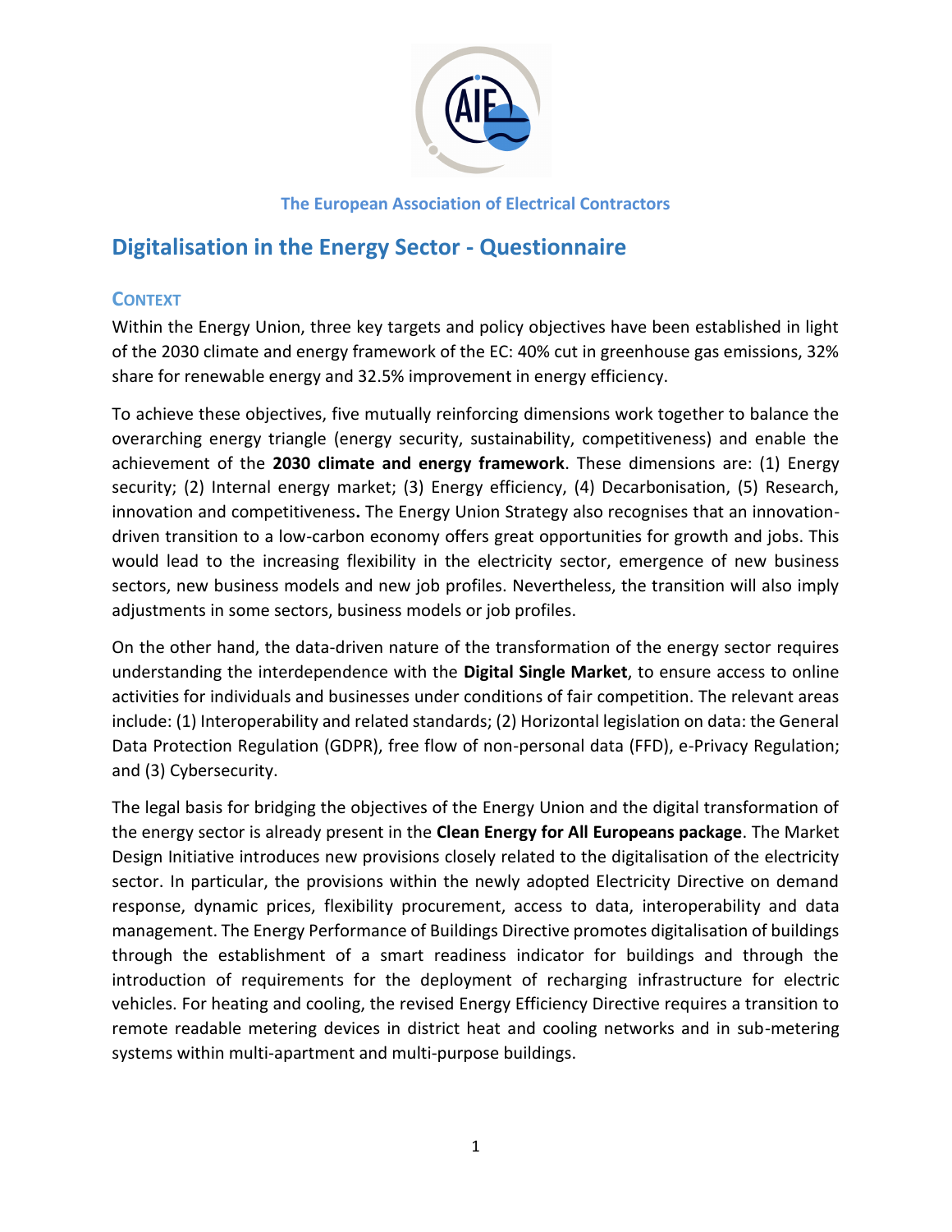The European Association of Electrical Contractors

# Digitalisation in the Energy Sector - Questionnaire

## Context

Within the Energy Union, three key targets and policy objectives have been established in light of the 2030 climate and energy framework of the EC: 40% cut in greenhouse gas emissions, 32% share for renewable energy and 32.5% improvement in energy efficiency.

To achieve these objectives, five mutually reinforcing dimensions work together to balance the overarching energy triangle (energy security, sustainability, competitiveness) and enable the achievement of the **2030 climate and energy framework**. These dimensions are: (1) Energy security; (2) Internal energy market; (3) Energy efficiency, (4) Decarbonisation, (5) Research, innovation and competitiveness**.** The Energy Union Strategy also recognises that an innovation-driven transition to a low-carbon economy offers great opportunities for growth and jobs. This would lead to the increasing flexibility in the electricity sector, emergence of new business sectors, new business models and new job profiles. Nevertheless, the transition will also imply adjustments in some sectors, business models or job profiles.

On the other hand, the data-driven nature of the transformation of the energy sector requires understanding the interdependence with the **Digital Single Market**, to ensure access to online activities for individuals and businesses under conditions of fair competition. The relevant areas include: (1) Interoperability and related standards; (2) Horizontal legislation on data: the General Data Protection Regulation (GDPR), free flow of non-personal data (FFD), e-Privacy Regulation; and (3) Cybersecurity.

The legal basis for bridging the objectives of the Energy Union and the digital transformation of the energy sector is already present in the **Clean Energy for All Europeans package**. The Market Design Initiative introduces new provisions closely related to the digitalisation of the electricity sector. In particular, the provisions within the newly adopted Electricity Directive on demand response, dynamic prices, flexibility procurement, access to data, interoperability and data management. The Energy Performance of Buildings Directive promotes digitalisation of buildings through the establishment of a smart readiness indicator for buildings and through the introduction of requirements for the deployment of recharging infrastructure for electric vehicles. For heating and cooling, the revised Energy Efficiency Directive requires a transition to remote readable metering devices in district heat and cooling networks and in sub-metering systems within multi-apartment and multi-purpose buildings.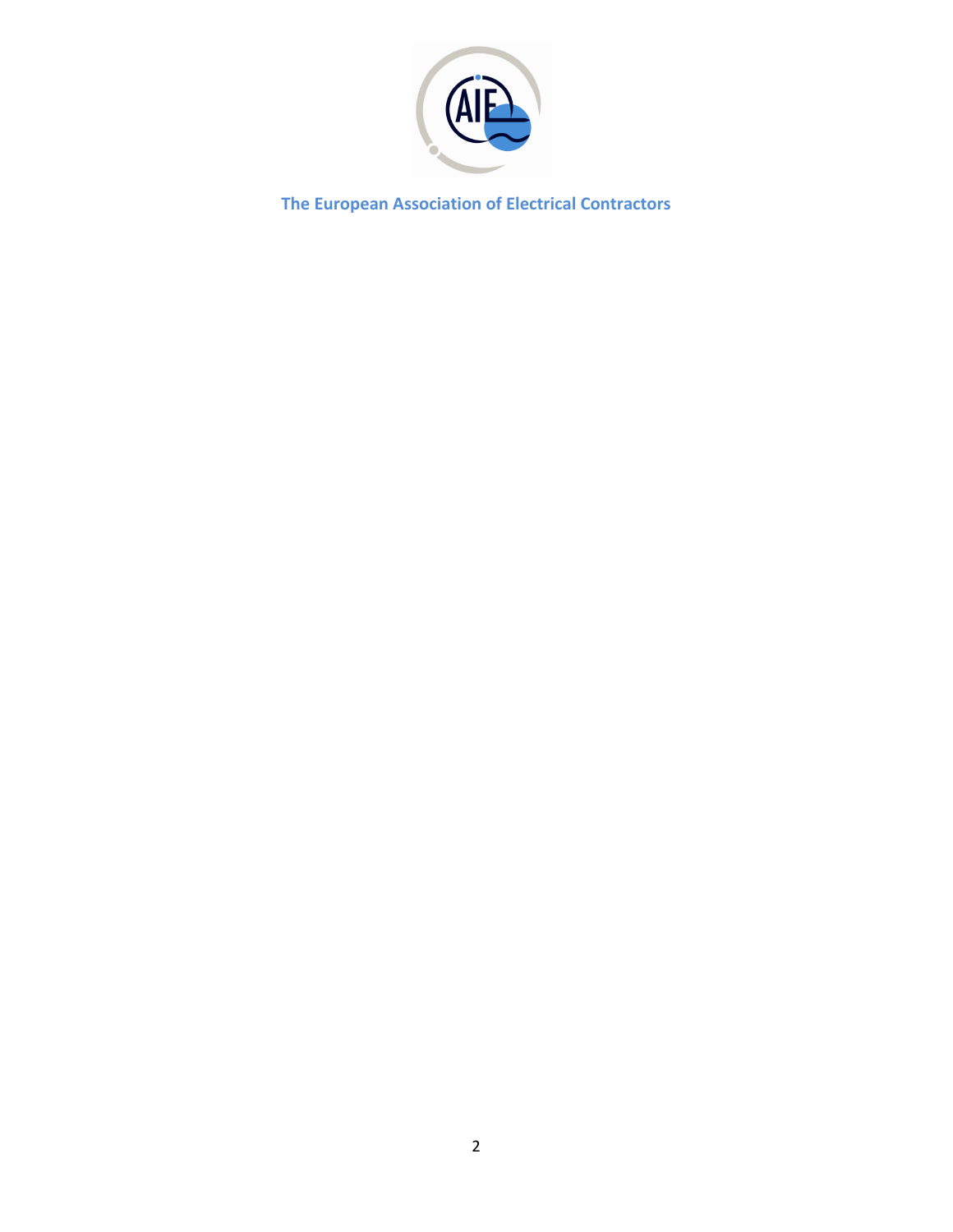The European Association of Electrical Contractors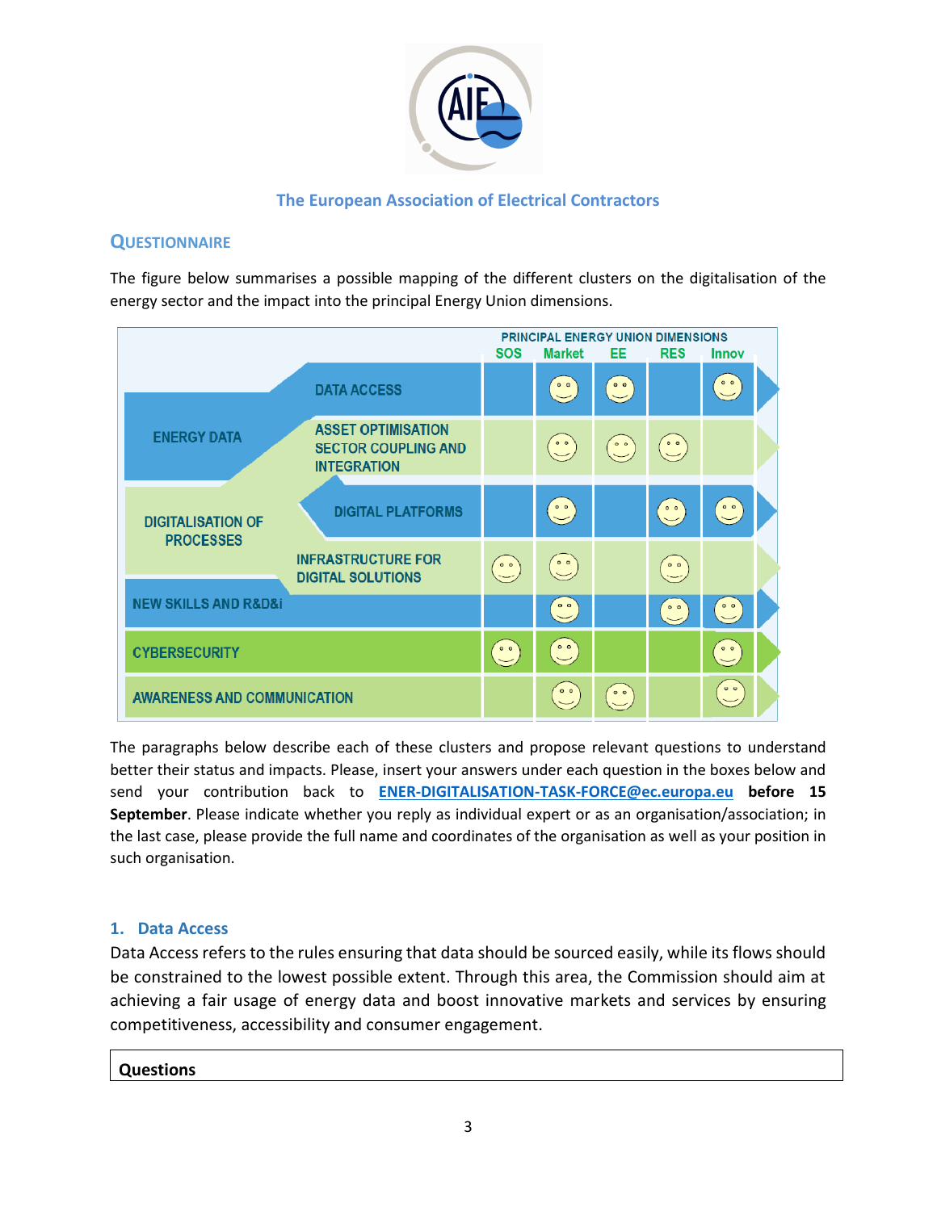The European Association of Electrical Contractors

## QUESTIONNAIRE

The figure below summarises a possible mapping of the different clusters on the digitalisation of the energy sector and the impact into the principal Energy Union dimensions.

| | | PRINCIPAL ENERGY UNION DIMENSIONS | | | | |
|---|---|---|---|---|---|---|
| | | SOS | Market | EE | RES | Innov |
| ENERGY DATA | DATA ACCESS | | ☺ | ☺ | | ☺ |
| | ASSET OPTIMISATION SECTOR COUPLING AND INTEGRATION | | ☺ | ☺ | ☺ | |
| DIGITALISATION OF PROCESSES | DIGITAL PLATFORMS | | ☺ | | ☺ | ☺ |
| | INFRASTRUCTURE FOR DIGITAL SOLUTIONS | ☺ | ☺ | | ☺ | |
| NEW SKILLS AND R&D&i | | | ☺ | | ☺ | ☺ |
| CYBERSECURITY | | ☺ | ☺ | | | ☺ |
| AWARENESS AND COMMUNICATION | | | ☺ | ☺ | | ☺ |

The paragraphs below describe each of these clusters and propose relevant questions to understand better their status and impacts. Please, insert your answers under each question in the boxes below and send your contribution back to **ENER-DIGITALISATION-TASK-FORCE@ec.europa.eu** **before 15 September**. Please indicate whether you reply as individual expert or as an organisation/association; in the last case, please provide the full name and coordinates of the organisation as well as your position in such organisation.

### 1. Data Access

Data Access refers to the rules ensuring that data should be sourced easily, while its flows should be constrained to the lowest possible extent. Through this area, the Commission should aim at achieving a fair usage of energy data and boost innovative markets and services by ensuring competitiveness, accessibility and consumer engagement.

| **Questions** |
|---|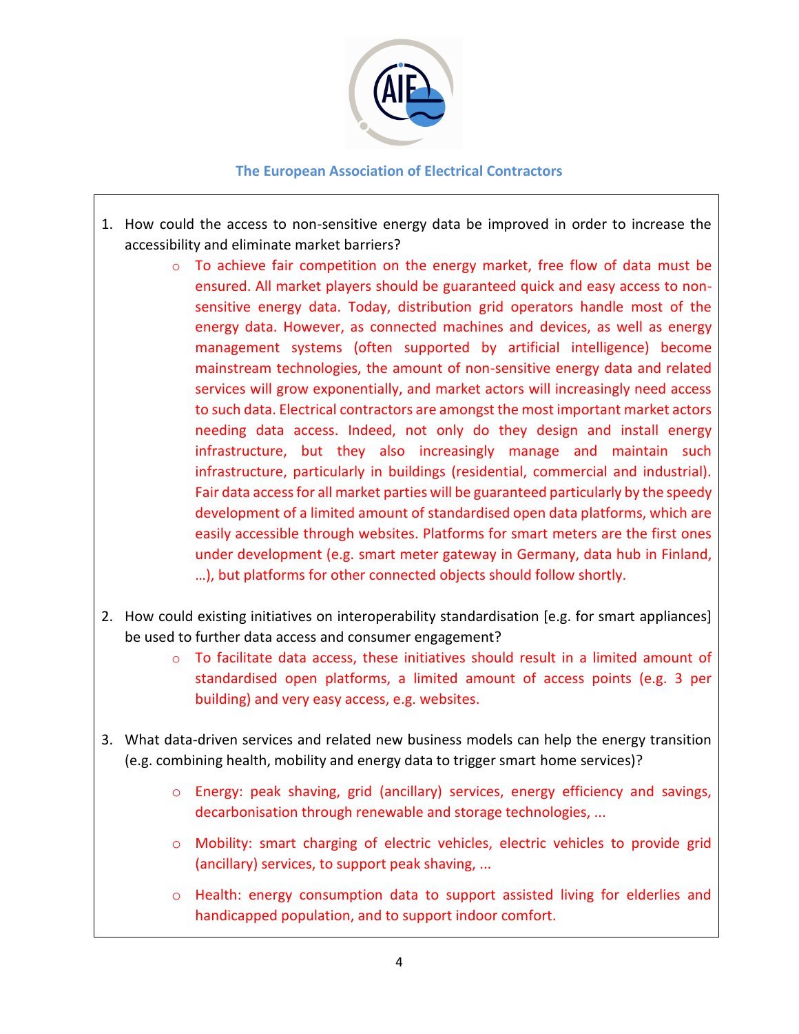**The European Association of Electrical Contractors**

1. How could the access to non-sensitive energy data be improved in order to increase the accessibility and eliminate market barriers?
   - To achieve fair competition on the energy market, free flow of data must be ensured. All market players should be guaranteed quick and easy access to non-sensitive energy data. Today, distribution grid operators handle most of the energy data. However, as connected machines and devices, as well as energy management systems (often supported by artificial intelligence) become mainstream technologies, the amount of non-sensitive energy data and related services will grow exponentially, and market actors will increasingly need access to such data. Electrical contractors are amongst the most important market actors needing data access. Indeed, not only do they design and install energy infrastructure, but they also increasingly manage and maintain such infrastructure, particularly in buildings (residential, commercial and industrial). Fair data access for all market parties will be guaranteed particularly by the speedy development of a limited amount of standardised open data platforms, which are easily accessible through websites. Platforms for smart meters are the first ones under development (e.g. smart meter gateway in Germany, data hub in Finland, …), but platforms for other connected objects should follow shortly.

2. How could existing initiatives on interoperability standardisation [e.g. for smart appliances] be used to further data access and consumer engagement?
   - To facilitate data access, these initiatives should result in a limited amount of standardised open platforms, a limited amount of access points (e.g. 3 per building) and very easy access, e.g. websites.

3. What data-driven services and related new business models can help the energy transition (e.g. combining health, mobility and energy data to trigger smart home services)?
   - Energy: peak shaving, grid (ancillary) services, energy efficiency and savings, decarbonisation through renewable and storage technologies, ...
   - Mobility: smart charging of electric vehicles, electric vehicles to provide grid (ancillary) services, to support peak shaving, ...
   - Health: energy consumption data to support assisted living for elderlies and handicapped population, and to support indoor comfort.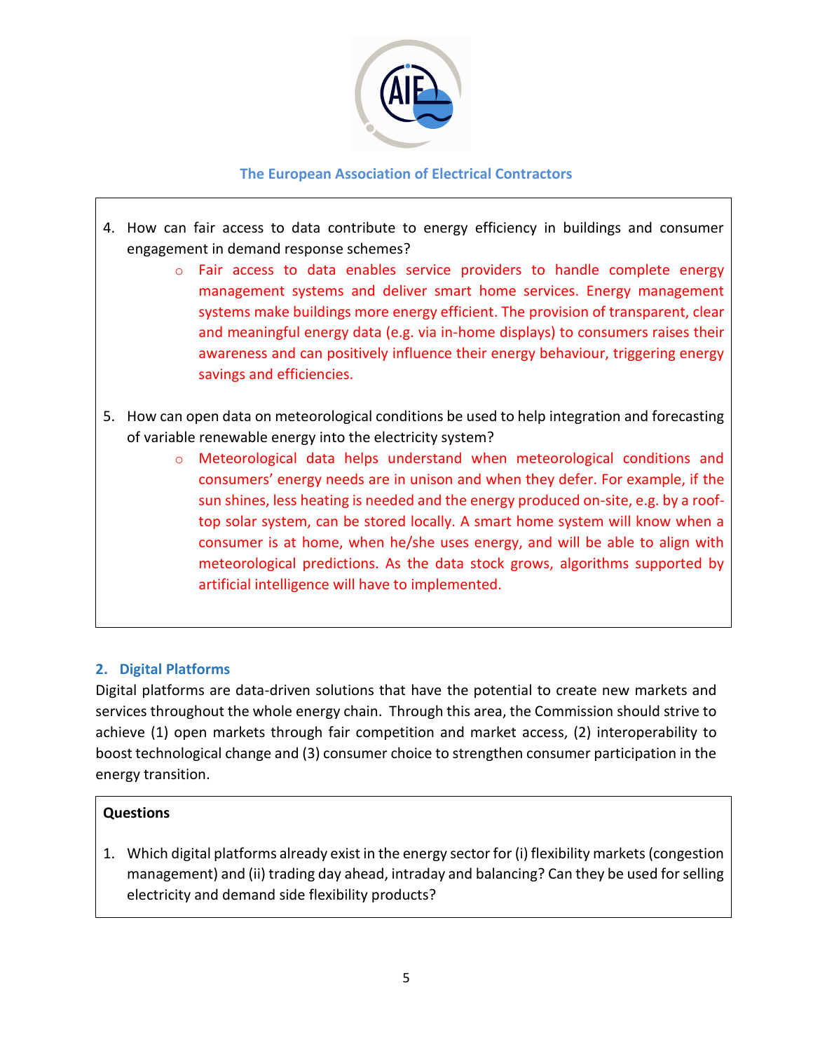The European Association of Electrical Contractors

4. How can fair access to data contribute to energy efficiency in buildings and consumer engagement in demand response schemes?
   - Fair access to data enables service providers to handle complete energy management systems and deliver smart home services. Energy management systems make buildings more energy efficient. The provision of transparent, clear and meaningful energy data (e.g. via in-home displays) to consumers raises their awareness and can positively influence their energy behaviour, triggering energy savings and efficiencies.

5. How can open data on meteorological conditions be used to help integration and forecasting of variable renewable energy into the electricity system?
   - Meteorological data helps understand when meteorological conditions and consumers' energy needs are in unison and when they defer. For example, if the sun shines, less heating is needed and the energy produced on-site, e.g. by a roof-top solar system, can be stored locally. A smart home system will know when a consumer is at home, when he/she uses energy, and will be able to align with meteorological predictions. As the data stock grows, algorithms supported by artificial intelligence will have to implemented.

## 2. Digital Platforms

Digital platforms are data-driven solutions that have the potential to create new markets and services throughout the whole energy chain. Through this area, the Commission should strive to achieve (1) open markets through fair competition and market access, (2) interoperability to boost technological change and (3) consumer choice to strengthen consumer participation in the energy transition.

**Questions**

1. Which digital platforms already exist in the energy sector for (i) flexibility markets (congestion management) and (ii) trading day ahead, intraday and balancing? Can they be used for selling electricity and demand side flexibility products?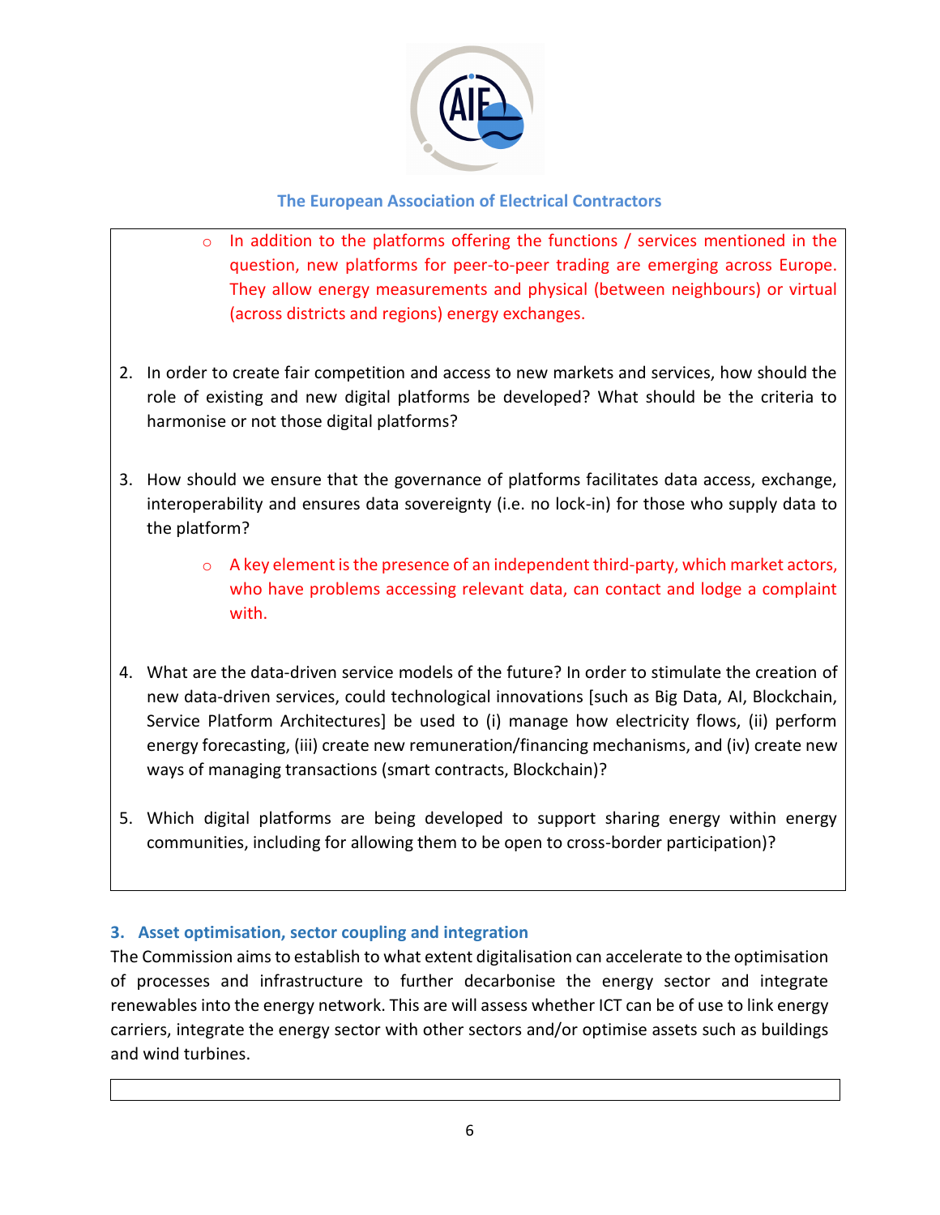The European Association of Electrical Contractors

- In addition to the platforms offering the functions / services mentioned in the question, new platforms for peer-to-peer trading are emerging across Europe. They allow energy measurements and physical (between neighbours) or virtual (across districts and regions) energy exchanges.

2. In order to create fair competition and access to new markets and services, how should the role of existing and new digital platforms be developed? What should be the criteria to harmonise or not those digital platforms?

3. How should we ensure that the governance of platforms facilitates data access, exchange, interoperability and ensures data sovereignty (i.e. no lock-in) for those who supply data to the platform?

   - A key element is the presence of an independent third-party, which market actors, who have problems accessing relevant data, can contact and lodge a complaint with.

4. What are the data-driven service models of the future? In order to stimulate the creation of new data-driven services, could technological innovations [such as Big Data, AI, Blockchain, Service Platform Architectures] be used to (i) manage how electricity flows, (ii) perform energy forecasting, (iii) create new remuneration/financing mechanisms, and (iv) create new ways of managing transactions (smart contracts, Blockchain)?

5. Which digital platforms are being developed to support sharing energy within energy communities, including for allowing them to be open to cross-border participation)?

## 3. Asset optimisation, sector coupling and integration

The Commission aims to establish to what extent digitalisation can accelerate to the optimisation of processes and infrastructure to further decarbonise the energy sector and integrate renewables into the energy network. This are will assess whether ICT can be of use to link energy carriers, integrate the energy sector with other sectors and/or optimise assets such as buildings and wind turbines.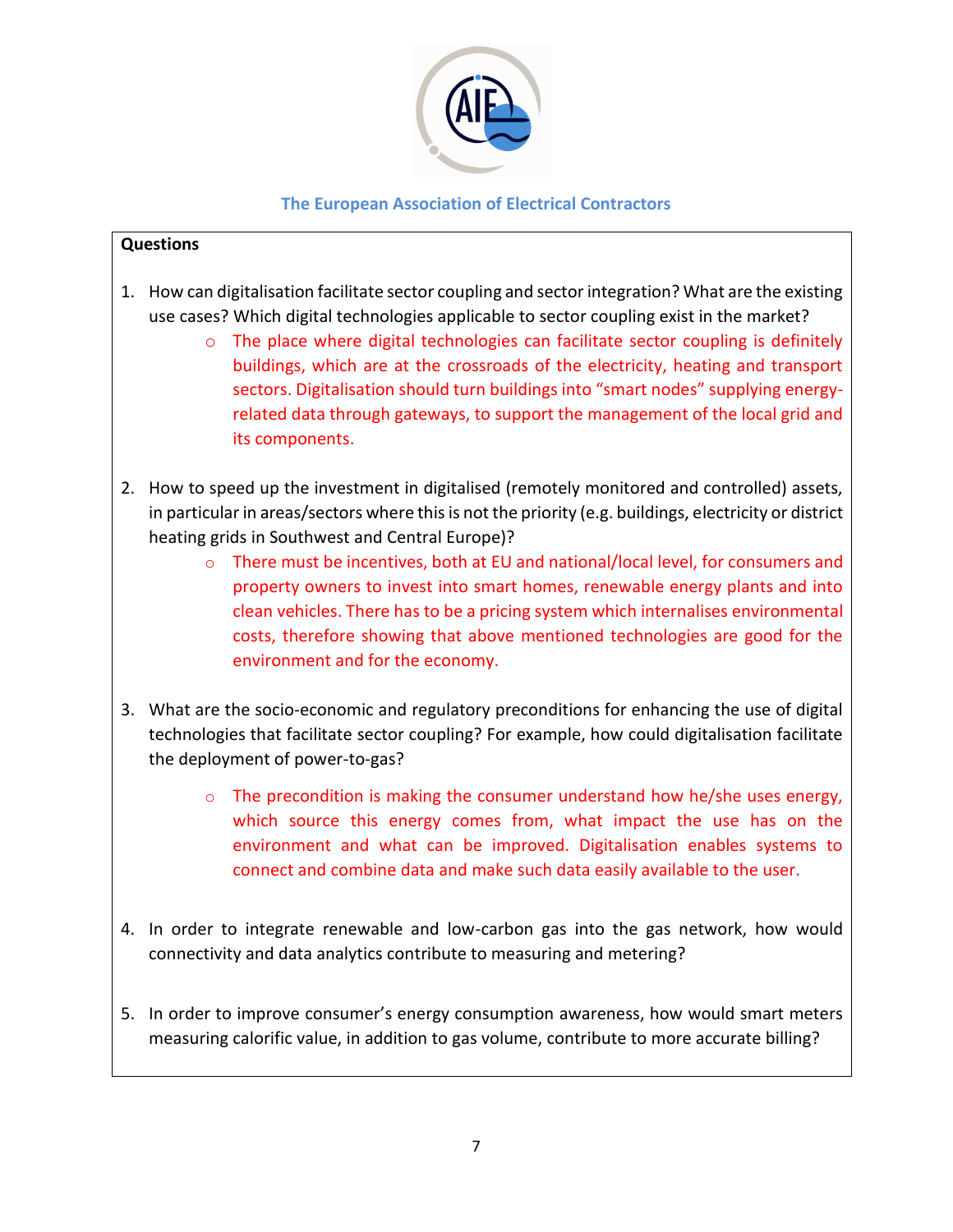The European Association of Electrical Contractors

**Questions**

1. How can digitalisation facilitate sector coupling and sector integration? What are the existing use cases? Which digital technologies applicable to sector coupling exist in the market?
    - The place where digital technologies can facilitate sector coupling is definitely buildings, which are at the crossroads of the electricity, heating and transport sectors. Digitalisation should turn buildings into "smart nodes" supplying energy-related data through gateways, to support the management of the local grid and its components.

2. How to speed up the investment in digitalised (remotely monitored and controlled) assets, in particular in areas/sectors where this is not the priority (e.g. buildings, electricity or district heating grids in Southwest and Central Europe)?
    - There must be incentives, both at EU and national/local level, for consumers and property owners to invest into smart homes, renewable energy plants and into clean vehicles. There has to be a pricing system which internalises environmental costs, therefore showing that above mentioned technologies are good for the environment and for the economy.

3. What are the socio-economic and regulatory preconditions for enhancing the use of digital technologies that facilitate sector coupling? For example, how could digitalisation facilitate the deployment of power-to-gas?
    - The precondition is making the consumer understand how he/she uses energy, which source this energy comes from, what impact the use has on the environment and what can be improved. Digitalisation enables systems to connect and combine data and make such data easily available to the user.

4. In order to integrate renewable and low-carbon gas into the gas network, how would connectivity and data analytics contribute to measuring and metering?

5. In order to improve consumer's energy consumption awareness, how would smart meters measuring calorific value, in addition to gas volume, contribute to more accurate billing?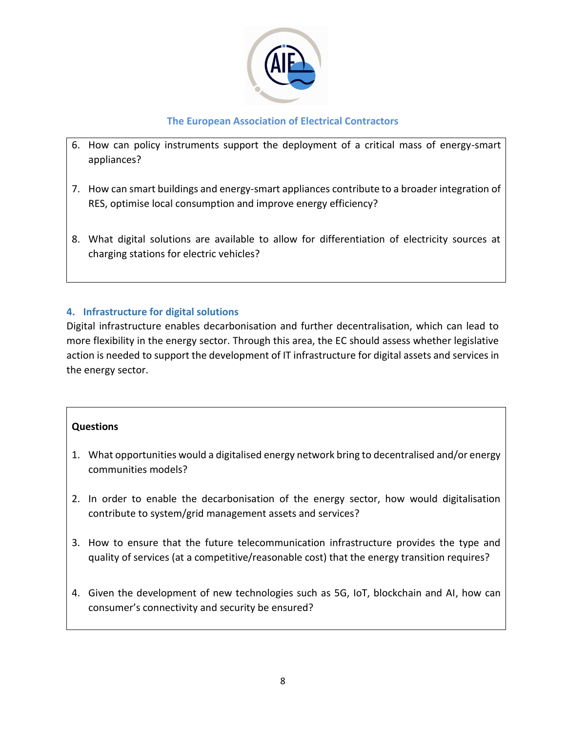6. How can policy instruments support the deployment of a critical mass of energy-smart appliances?

7. How can smart buildings and energy-smart appliances contribute to a broader integration of RES, optimise local consumption and improve energy efficiency?

8. What digital solutions are available to allow for differentiation of electricity sources at charging stations for electric vehicles?

## 4. Infrastructure for digital solutions

Digital infrastructure enables decarbonisation and further decentralisation, which can lead to more flexibility in the energy sector. Through this area, the EC should assess whether legislative action is needed to support the development of IT infrastructure for digital assets and services in the energy sector.

**Questions**

1. What opportunities would a digitalised energy network bring to decentralised and/or energy communities models?

2. In order to enable the decarbonisation of the energy sector, how would digitalisation contribute to system/grid management assets and services?

3. How to ensure that the future telecommunication infrastructure provides the type and quality of services (at a competitive/reasonable cost) that the energy transition requires?

4. Given the development of new technologies such as 5G, IoT, blockchain and AI, how can consumer's connectivity and security be ensured?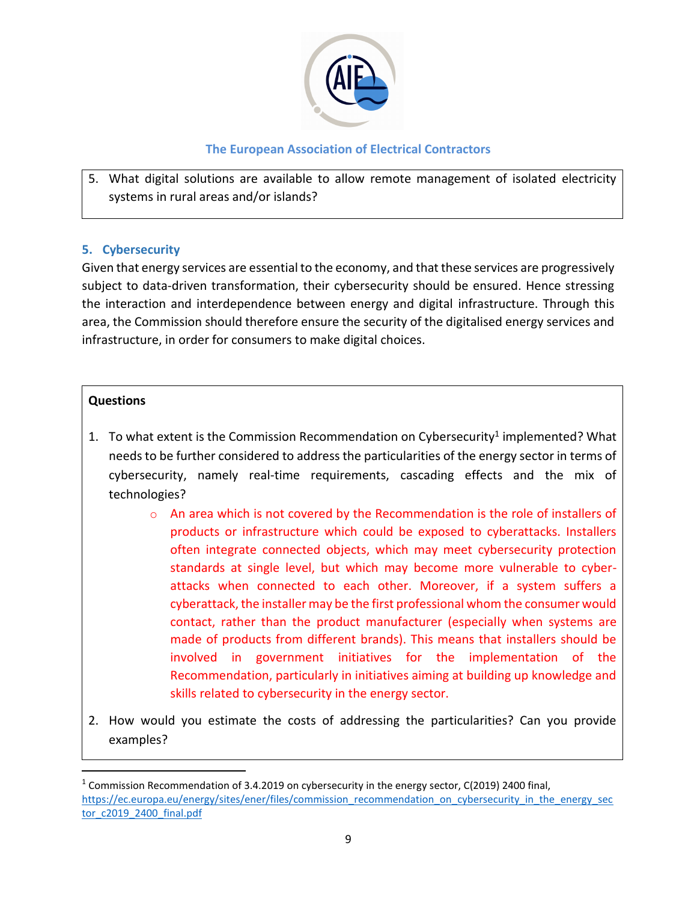The European Association of Electrical Contractors

5. What digital solutions are available to allow remote management of isolated electricity systems in rural areas and/or islands?

## 5. Cybersecurity

Given that energy services are essential to the economy, and that these services are progressively subject to data-driven transformation, their cybersecurity should be ensured. Hence stressing the interaction and interdependence between energy and digital infrastructure. Through this area, the Commission should therefore ensure the security of the digitalised energy services and infrastructure, in order for consumers to make digital choices.

**Questions**

1. To what extent is the Commission Recommendation on Cybersecurity[1] implemented? What needs to be further considered to address the particularities of the energy sector in terms of cybersecurity, namely real-time requirements, cascading effects and the mix of technologies?
    - An area which is not covered by the Recommendation is the role of installers of products or infrastructure which could be exposed to cyberattacks. Installers often integrate connected objects, which may meet cybersecurity protection standards at single level, but which may become more vulnerable to cyber-attacks when connected to each other. Moreover, if a system suffers a cyberattack, the installer may be the first professional whom the consumer would contact, rather than the product manufacturer (especially when systems are made of products from different brands). This means that installers should be involved in government initiatives for the implementation of the Recommendation, particularly in initiatives aiming at building up knowledge and skills related to cybersecurity in the energy sector.
2. How would you estimate the costs of addressing the particularities? Can you provide examples?

[1] Commission Recommendation of 3.4.2019 on cybersecurity in the energy sector, C(2019) 2400 final, https://ec.europa.eu/energy/sites/ener/files/commission_recommendation_on_cybersecurity_in_the_energy_sector_c2019_2400_final.pdf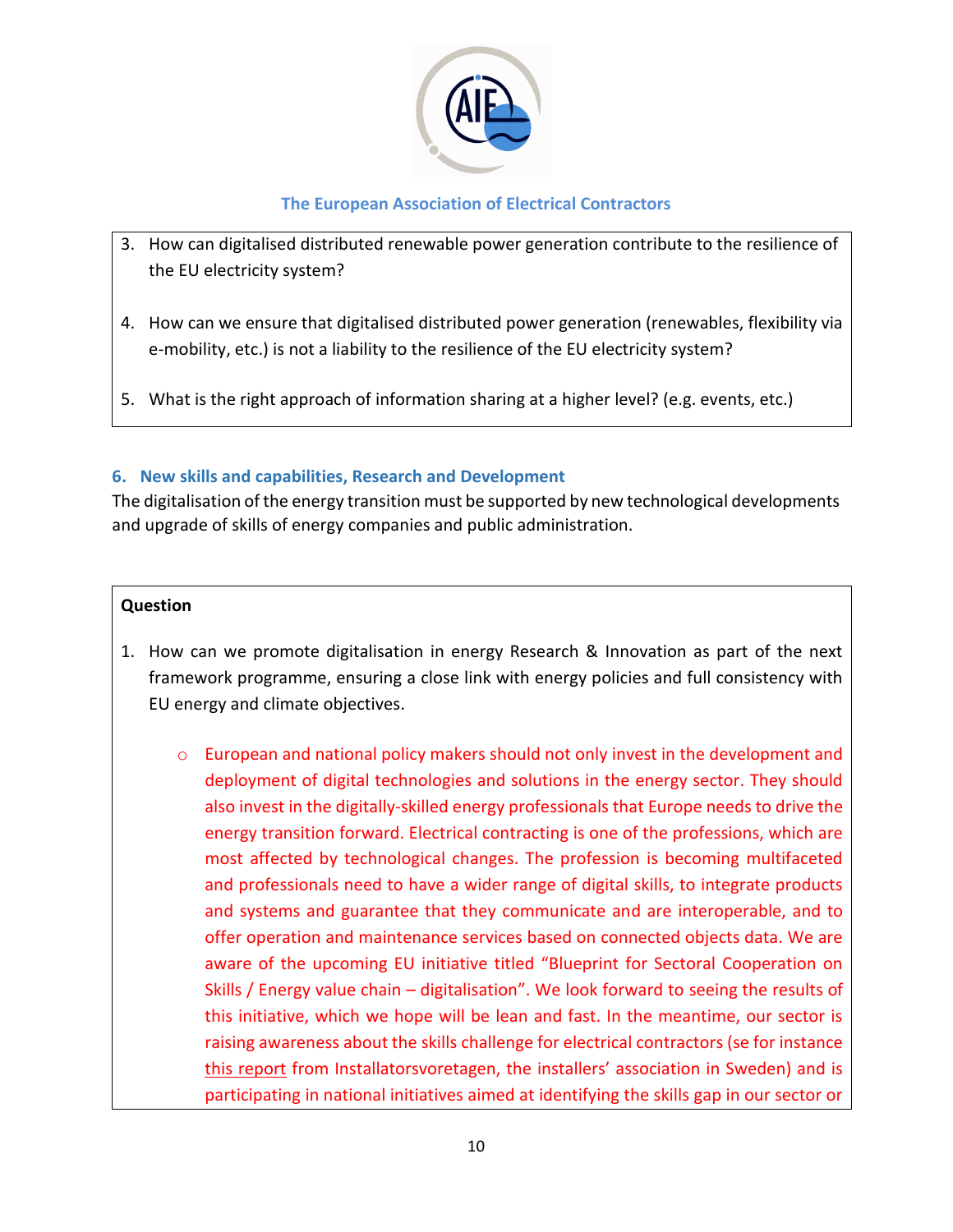3. How can digitalised distributed renewable power generation contribute to the resilience of the EU electricity system?

4. How can we ensure that digitalised distributed power generation (renewables, flexibility via e-mobility, etc.) is not a liability to the resilience of the EU electricity system?

5. What is the right approach of information sharing at a higher level? (e.g. events, etc.)

## 6. New skills and capabilities, Research and Development

The digitalisation of the energy transition must be supported by new technological developments and upgrade of skills of energy companies and public administration.

**Question**

1. How can we promote digitalisation in energy Research & Innovation as part of the next framework programme, ensuring a close link with energy policies and full consistency with EU energy and climate objectives.

    - European and national policy makers should not only invest in the development and deployment of digital technologies and solutions in the energy sector. They should also invest in the digitally-skilled energy professionals that Europe needs to drive the energy transition forward. Electrical contracting is one of the professions, which are most affected by technological changes. The profession is becoming multifaceted and professionals need to have a wider range of digital skills, to integrate products and systems and guarantee that they communicate and are interoperable, and to offer operation and maintenance services based on connected objects data. We are aware of the upcoming EU initiative titled "Blueprint for Sectoral Cooperation on Skills / Energy value chain – digitalisation". We look forward to seeing the results of this initiative, which we hope will be lean and fast. In the meantime, our sector is raising awareness about the skills challenge for electrical contractors (se for instance this report from Installatorsvoretagen, the installers' association in Sweden) and is participating in national initiatives aimed at identifying the skills gap in our sector or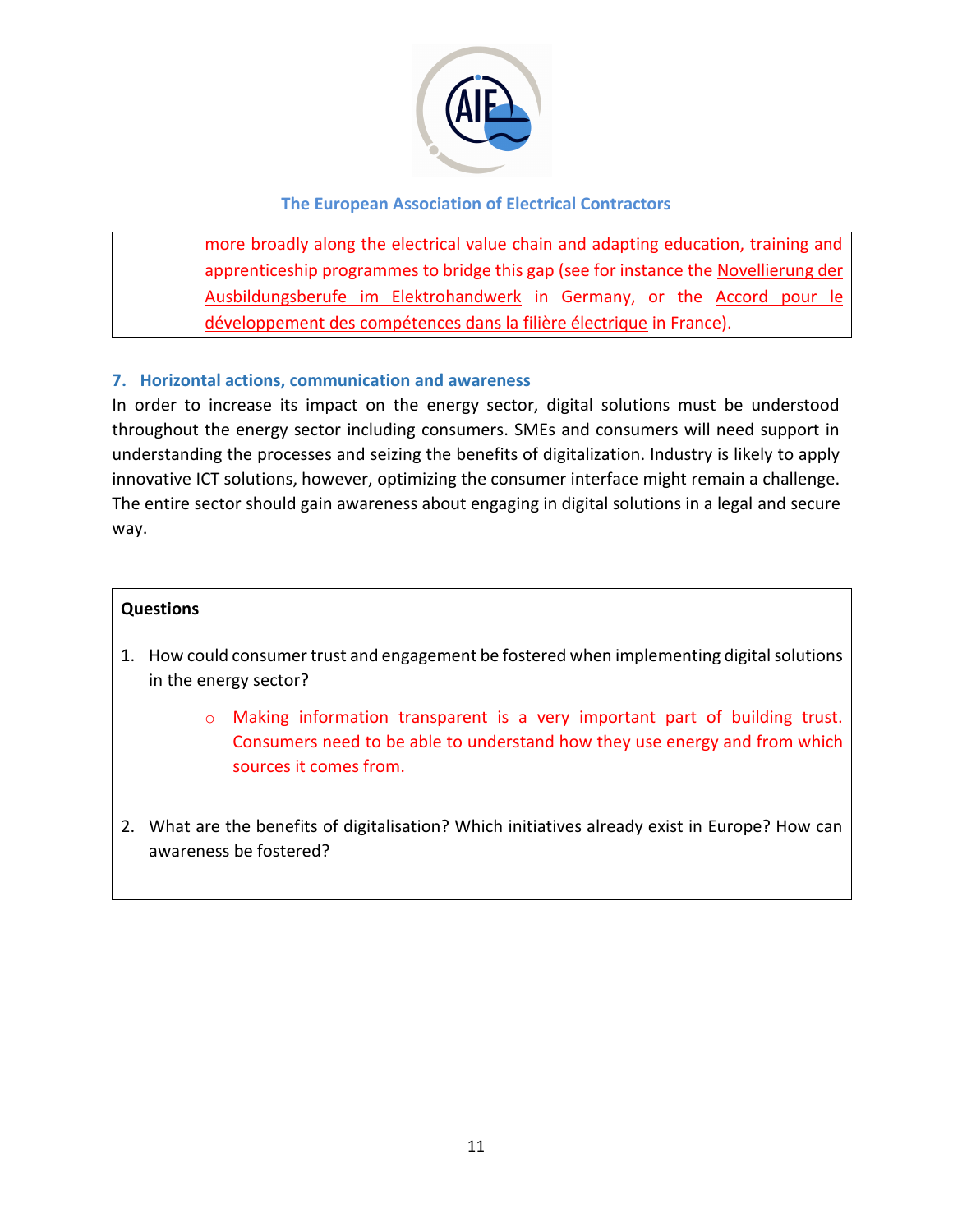more broadly along the electrical value chain and adapting education, training and apprenticeship programmes to bridge this gap (see for instance the Novellierung der Ausbildungsberufe im Elektrohandwerk in Germany, or the Accord pour le développement des compétences dans la filière électrique in France).

## 7. Horizontal actions, communication and awareness

In order to increase its impact on the energy sector, digital solutions must be understood throughout the energy sector including consumers. SMEs and consumers will need support in understanding the processes and seizing the benefits of digitalization. Industry is likely to apply innovative ICT solutions, however, optimizing the consumer interface might remain a challenge. The entire sector should gain awareness about engaging in digital solutions in a legal and secure way.

**Questions**

1. How could consumer trust and engagement be fostered when implementing digital solutions in the energy sector?
   - Making information transparent is a very important part of building trust. Consumers need to be able to understand how they use energy and from which sources it comes from.

2. What are the benefits of digitalisation? Which initiatives already exist in Europe? How can awareness be fostered?